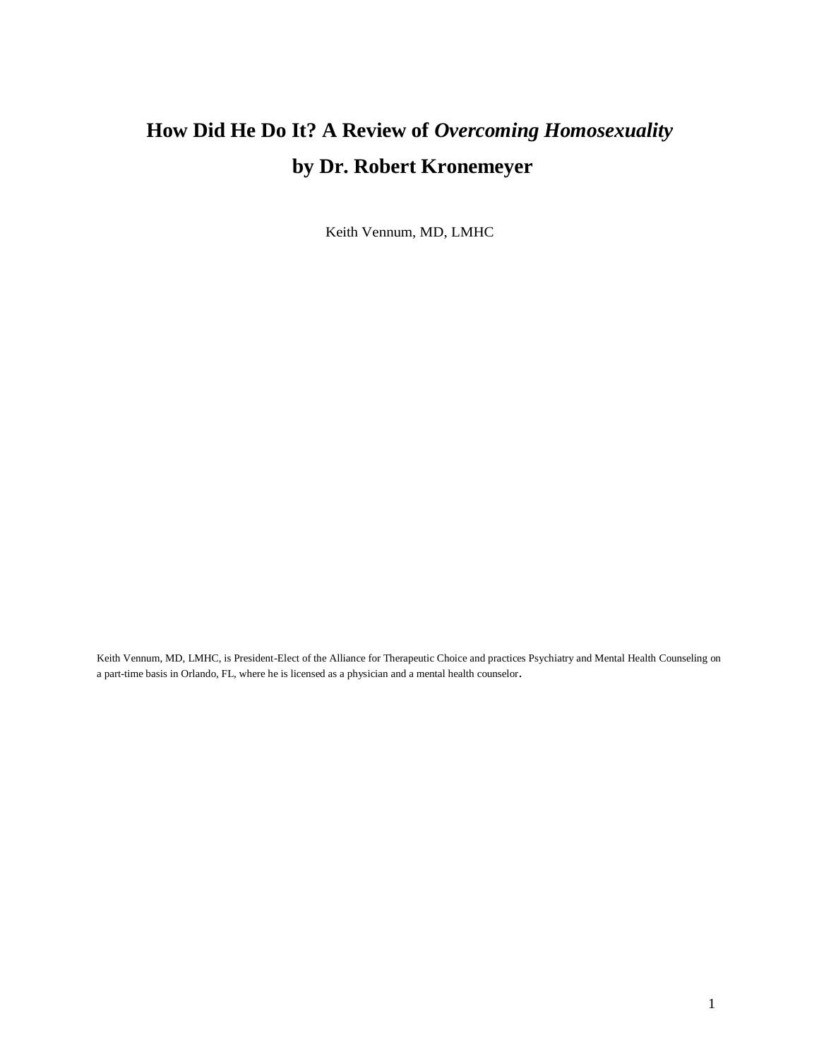# How Did He Do It? A Review of *Overcoming Homosexuality* by Dr. Robert Kronemeyer

Keith Vennum, MD, LMHC

Keith Vennum, MD, LMHC, is President-Elect of the Alliance for Therapeutic Choice and practices Psychiatry and Mental Health Counseling on a part-time basis in Orlando, FL, where he is licensed as a physician and a mental health counselor.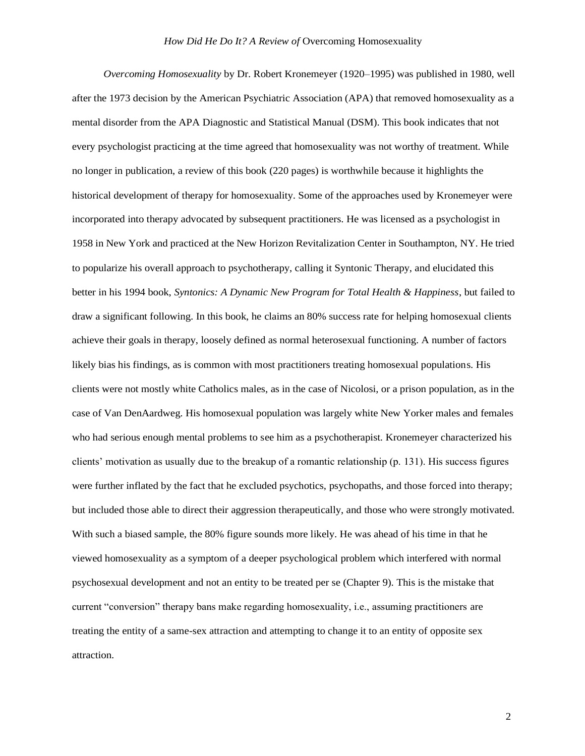*Overcoming Homosexuality* by Dr. Robert Kronemeyer (1920–1995) was published in 1980, well after the 1973 decision by the American Psychiatric Association (APA) that removed homosexuality as a mental disorder from the APA Diagnostic and Statistical Manual (DSM). This book indicates that not every psychologist practicing at the time agreed that homosexuality was not worthy of treatment. While no longer in publication, a review of this book (220 pages) is worthwhile because it highlights the historical development of therapy for homosexuality. Some of the approaches used by Kronemeyer were incorporated into therapy advocated by subsequent practitioners. He was licensed as a psychologist in 1958 in New York and practiced at the New Horizon Revitalization Center in Southampton, NY. He tried to popularize his overall approach to psychotherapy, calling it Syntonic Therapy, and elucidated this better in his 1994 book, *Syntonics: A Dynamic New Program for Total Health & Happiness*, but failed to draw a significant following. In this book, he claims an 80% success rate for helping homosexual clients achieve their goals in therapy, loosely defined as normal heterosexual functioning. A number of factors likely bias his findings, as is common with most practitioners treating homosexual populations. His clients were not mostly white Catholics males, as in the case of Nicolosi, or a prison population, as in the case of Van DenAardweg. His homosexual population was largely white New Yorker males and females who had serious enough mental problems to see him as a psychotherapist. Kronemeyer characterized his clients' motivation as usually due to the breakup of a romantic relationship (p. 131). His success figures were further inflated by the fact that he excluded psychotics, psychopaths, and those forced into therapy; but included those able to direct their aggression therapeutically, and those who were strongly motivated. With such a biased sample, the 80% figure sounds more likely. He was ahead of his time in that he viewed homosexuality as a symptom of a deeper psychological problem which interfered with normal psychosexual development and not an entity to be treated per se (Chapter 9). This is the mistake that current "conversion" therapy bans make regarding homosexuality, i.e., assuming practitioners are treating the entity of a same-sex attraction and attempting to change it to an entity of opposite sex attraction.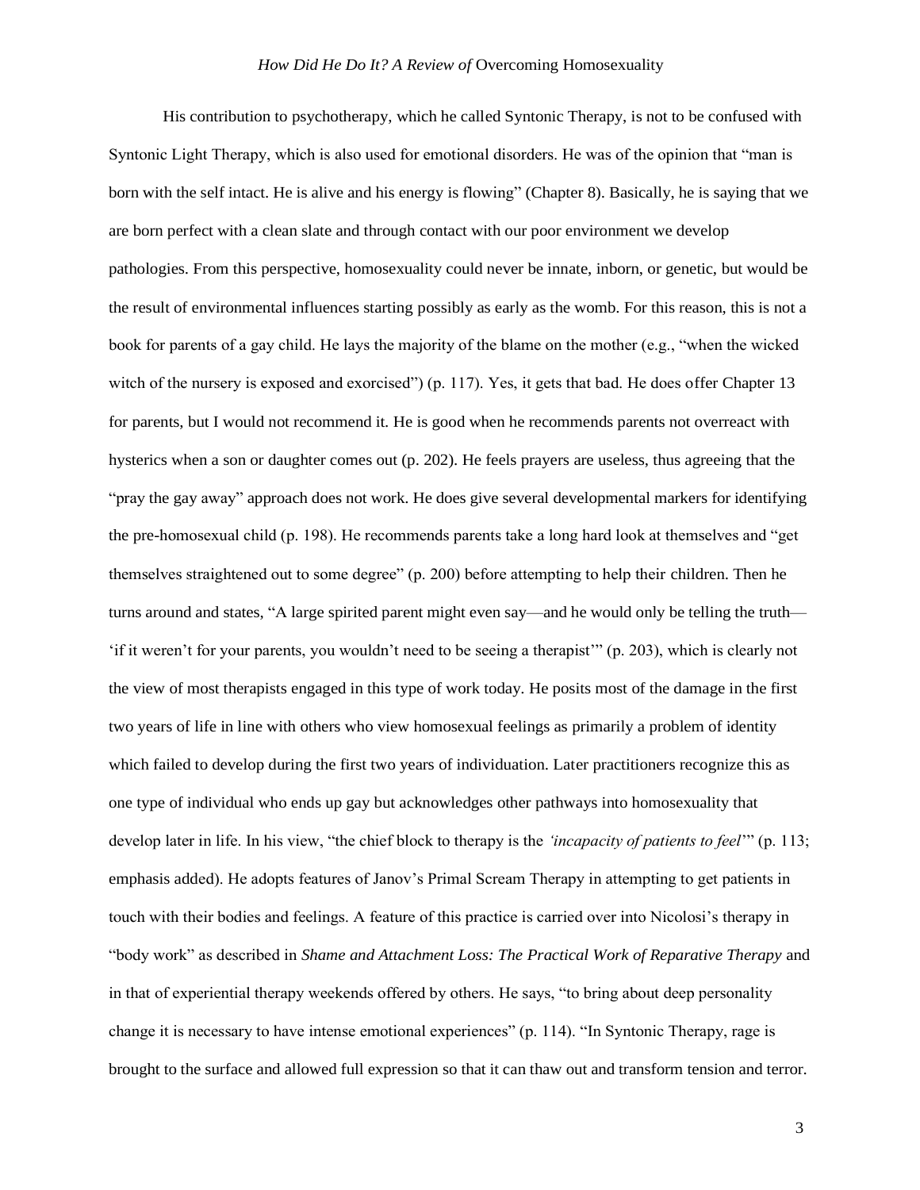His contribution to psychotherapy, which he called Syntonic Therapy, is not to be confused with Syntonic Light Therapy, which is also used for emotional disorders. He was of the opinion that "man is born with the self intact. He is alive and his energy is flowing" (Chapter 8). Basically, he is saying that we are born perfect with a clean slate and through contact with our poor environment we develop pathologies. From this perspective, homosexuality could never be innate, inborn, or genetic, but would be the result of environmental influences starting possibly as early as the womb. For this reason, this is not a book for parents of a gay child. He lays the majority of the blame on the mother (e.g., "when the wicked witch of the nursery is exposed and exorcised") (p. 117). Yes, it gets that bad. He does offer Chapter 13 for parents, but I would not recommend it. He is good when he recommends parents not overreact with hysterics when a son or daughter comes out (p. 202). He feels prayers are useless, thus agreeing that the "pray the gay away" approach does not work. He does give several developmental markers for identifying the pre-homosexual child (p. 198). He recommends parents take a long hard look at themselves and "get themselves straightened out to some degree" (p. 200) before attempting to help their children. Then he turns around and states, "A large spirited parent might even say—and he would only be telling the truth—'if it weren't for your parents, you wouldn't need to be seeing a therapist'" (p. 203), which is clearly not the view of most therapists engaged in this type of work today. He posits most of the damage in the first two years of life in line with others who view homosexual feelings as primarily a problem of identity which failed to develop during the first two years of individuation. Later practitioners recognize this as one type of individual who ends up gay but acknowledges other pathways into homosexuality that develop later in life. In his view, "the chief block to therapy is the *'incapacity of patients to feel'*" (p. 113; emphasis added). He adopts features of Janov's Primal Scream Therapy in attempting to get patients in touch with their bodies and feelings. A feature of this practice is carried over into Nicolosi's therapy in "body work" as described in *Shame and Attachment Loss: The Practical Work of Reparative Therapy* and in that of experiential therapy weekends offered by others. He says, "to bring about deep personality change it is necessary to have intense emotional experiences" (p. 114). "In Syntonic Therapy, rage is brought to the surface and allowed full expression so that it can thaw out and transform tension and terror.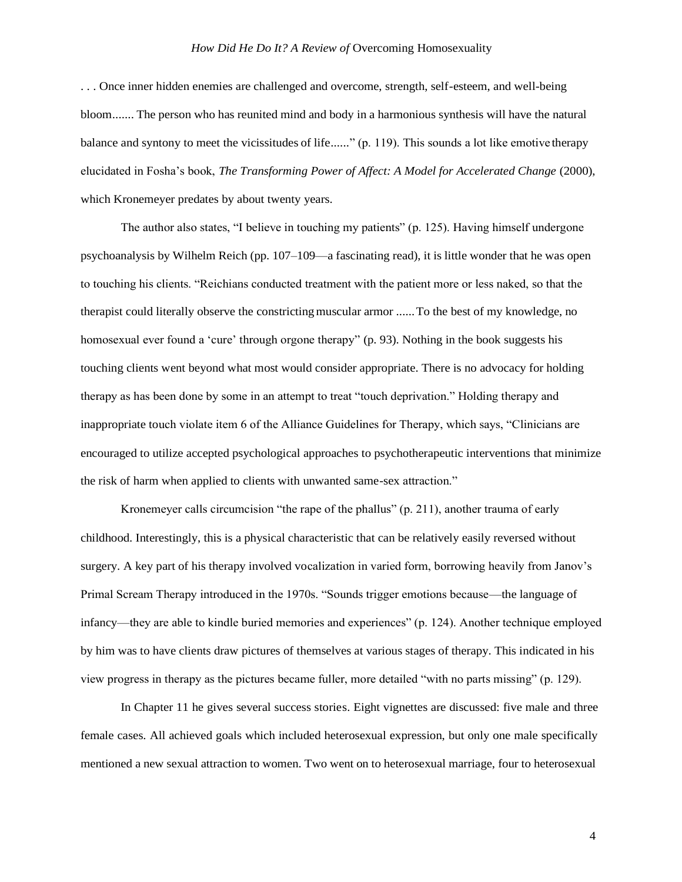. . . Once inner hidden enemies are challenged and overcome, strength, self-esteem, and well-being bloom....... The person who has reunited mind and body in a harmonious synthesis will have the natural balance and syntony to meet the vicissitudes of life......" (p. 119). This sounds a lot like emotive therapy elucidated in Fosha's book, *The Transforming Power of Affect: A Model for Accelerated Change* (2000), which Kronemeyer predates by about twenty years.

The author also states, "I believe in touching my patients" (p. 125). Having himself undergone psychoanalysis by Wilhelm Reich (pp. 107–109—a fascinating read), it is little wonder that he was open to touching his clients. "Reichians conducted treatment with the patient more or less naked, so that the therapist could literally observe the constricting muscular armor ...... To the best of my knowledge, no homosexual ever found a 'cure' through orgone therapy" (p. 93). Nothing in the book suggests his touching clients went beyond what most would consider appropriate. There is no advocacy for holding therapy as has been done by some in an attempt to treat "touch deprivation." Holding therapy and inappropriate touch violate item 6 of the Alliance Guidelines for Therapy, which says, "Clinicians are encouraged to utilize accepted psychological approaches to psychotherapeutic interventions that minimize the risk of harm when applied to clients with unwanted same-sex attraction."

Kronemeyer calls circumcision "the rape of the phallus" (p. 211), another trauma of early childhood. Interestingly, this is a physical characteristic that can be relatively easily reversed without surgery. A key part of his therapy involved vocalization in varied form, borrowing heavily from Janov's Primal Scream Therapy introduced in the 1970s. "Sounds trigger emotions because—the language of infancy—they are able to kindle buried memories and experiences" (p. 124). Another technique employed by him was to have clients draw pictures of themselves at various stages of therapy. This indicated in his view progress in therapy as the pictures became fuller, more detailed "with no parts missing" (p. 129).

In Chapter 11 he gives several success stories. Eight vignettes are discussed: five male and three female cases. All achieved goals which included heterosexual expression, but only one male specifically mentioned a new sexual attraction to women. Two went on to heterosexual marriage, four to heterosexual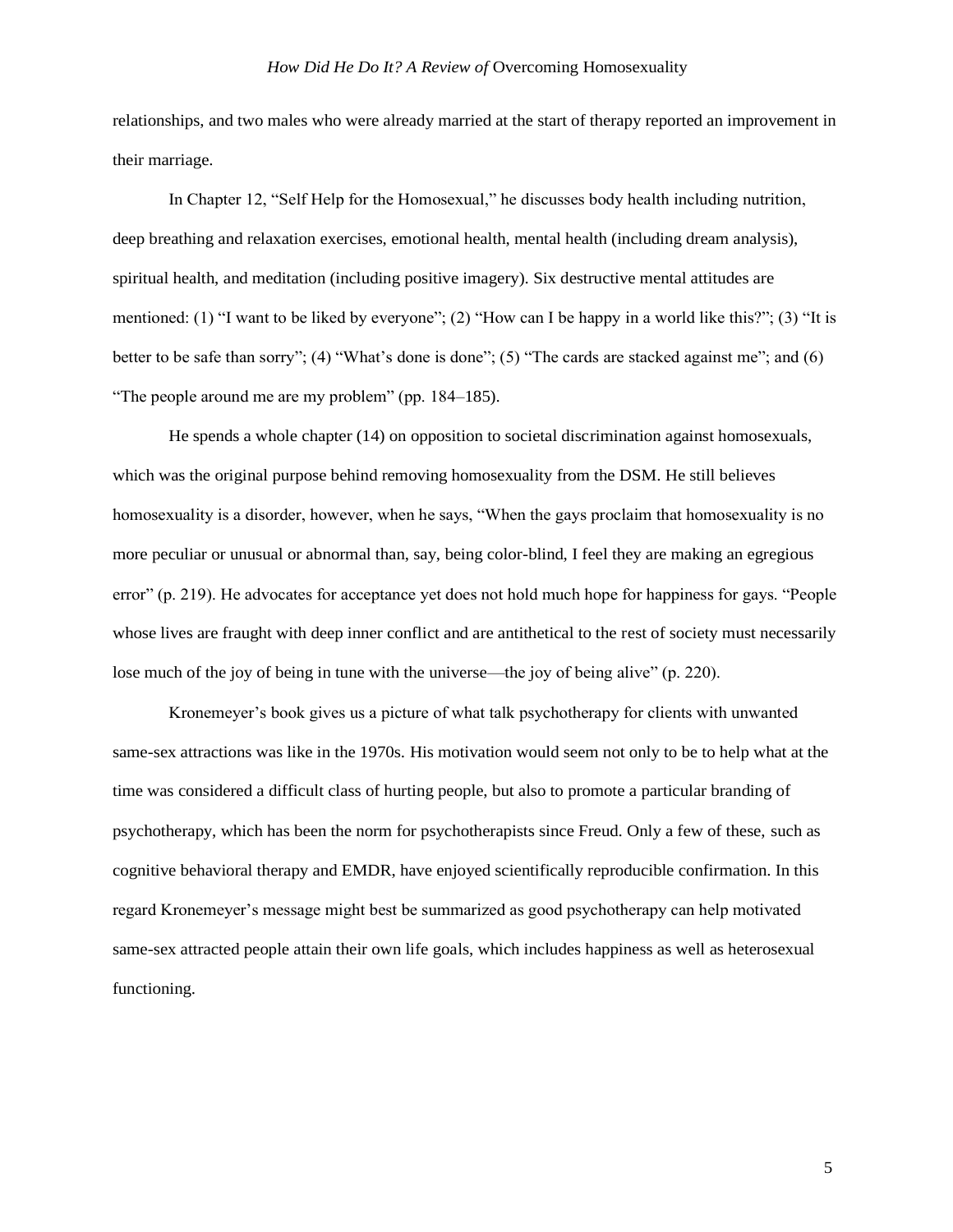relationships, and two males who were already married at the start of therapy reported an improvement in their marriage.

In Chapter 12, "Self Help for the Homosexual," he discusses body health including nutrition, deep breathing and relaxation exercises, emotional health, mental health (including dream analysis), spiritual health, and meditation (including positive imagery). Six destructive mental attitudes are mentioned: (1) "I want to be liked by everyone"; (2) "How can I be happy in a world like this?"; (3) "It is better to be safe than sorry"; (4) "What's done is done"; (5) "The cards are stacked against me"; and (6) "The people around me are my problem" (pp. 184–185).

He spends a whole chapter (14) on opposition to societal discrimination against homosexuals, which was the original purpose behind removing homosexuality from the DSM. He still believes homosexuality is a disorder, however, when he says, "When the gays proclaim that homosexuality is no more peculiar or unusual or abnormal than, say, being color-blind, I feel they are making an egregious error" (p. 219). He advocates for acceptance yet does not hold much hope for happiness for gays. "People whose lives are fraught with deep inner conflict and are antithetical to the rest of society must necessarily lose much of the joy of being in tune with the universe—the joy of being alive" (p. 220).

Kronemeyer's book gives us a picture of what talk psychotherapy for clients with unwanted same-sex attractions was like in the 1970s. His motivation would seem not only to be to help what at the time was considered a difficult class of hurting people, but also to promote a particular branding of psychotherapy, which has been the norm for psychotherapists since Freud. Only a few of these, such as cognitive behavioral therapy and EMDR, have enjoyed scientifically reproducible confirmation. In this regard Kronemeyer's message might best be summarized as good psychotherapy can help motivated same-sex attracted people attain their own life goals, which includes happiness as well as heterosexual functioning.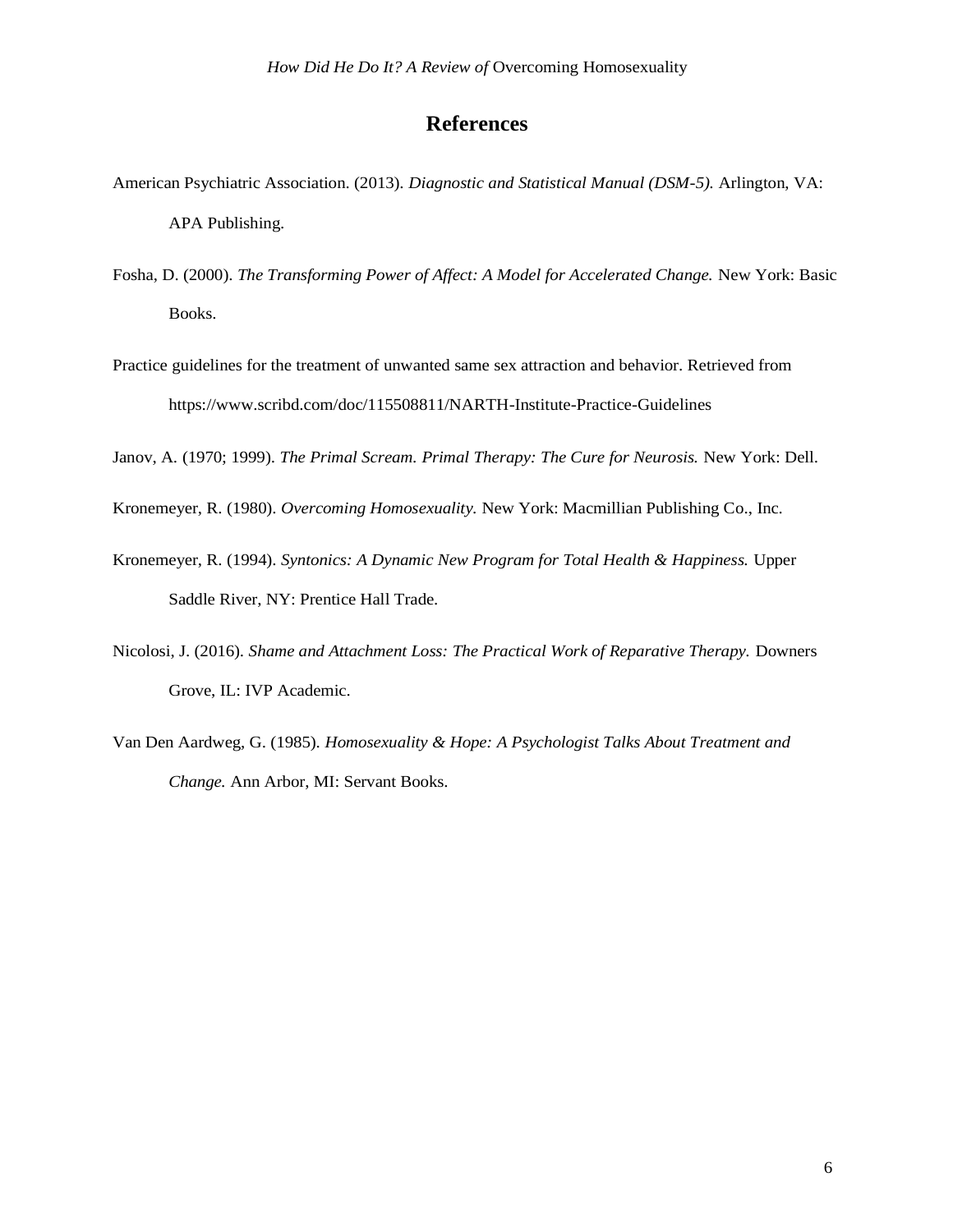# References

American Psychiatric Association. (2013). *Diagnostic and Statistical Manual (DSM-5).* Arlington, VA: APA Publishing.

Fosha, D. (2000). *The Transforming Power of Affect: A Model for Accelerated Change.* New York: Basic Books.

Practice guidelines for the treatment of unwanted same sex attraction and behavior. Retrieved from https://www.scribd.com/doc/115508811/NARTH-Institute-Practice-Guidelines

Janov, A. (1970; 1999). *The Primal Scream. Primal Therapy: The Cure for Neurosis.* New York: Dell.

Kronemeyer, R. (1980). *Overcoming Homosexuality.* New York: Macmillian Publishing Co., Inc.

Kronemeyer, R. (1994). *Syntonics: A Dynamic New Program for Total Health & Happiness.* Upper Saddle River, NY: Prentice Hall Trade.

Nicolosi, J. (2016). *Shame and Attachment Loss: The Practical Work of Reparative Therapy.* Downers Grove, IL: IVP Academic.

Van Den Aardweg, G. (1985). *Homosexuality & Hope: A Psychologist Talks About Treatment and Change.* Ann Arbor, MI: Servant Books.